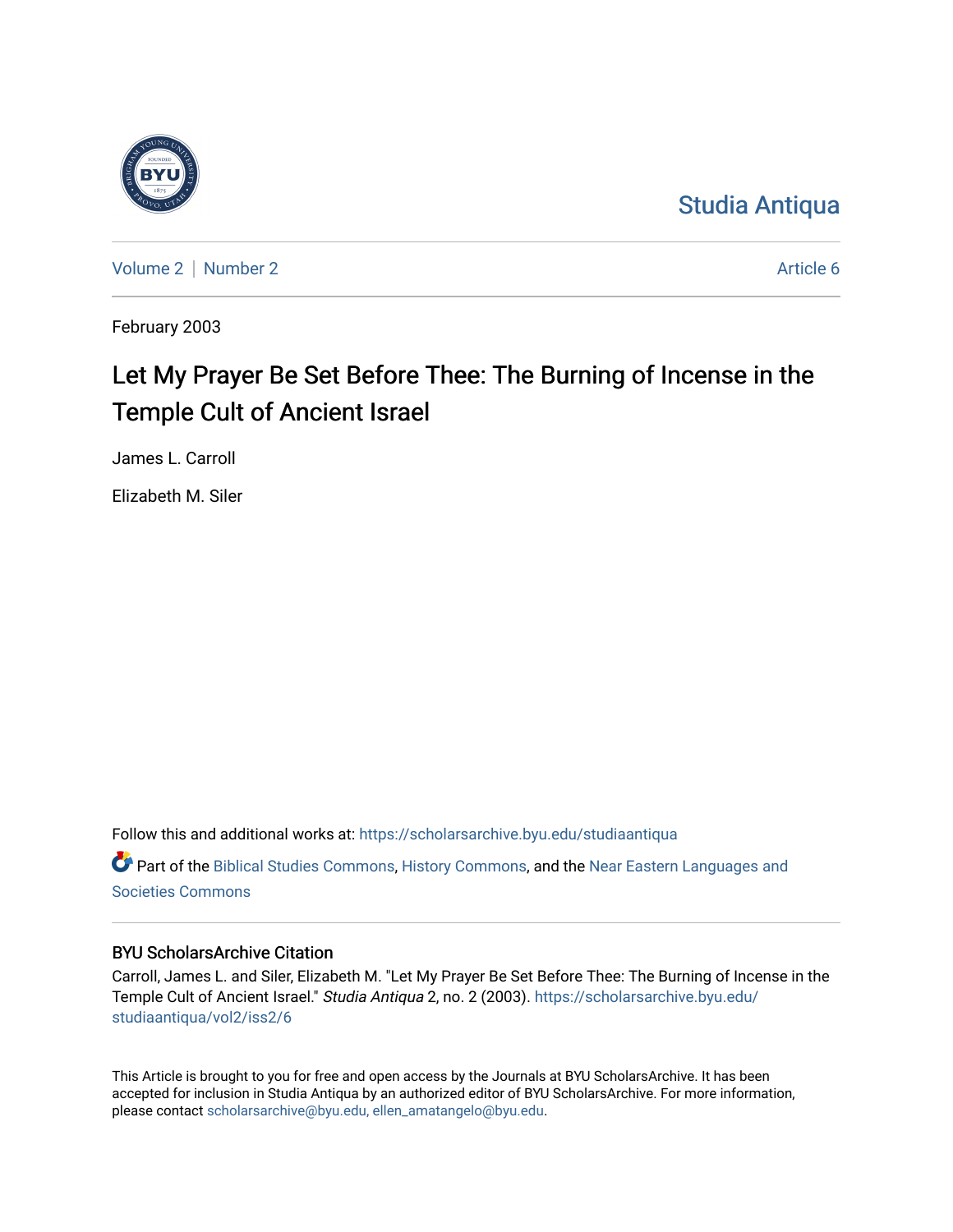Studia Antiqua

Volume 2 | Number 2 — Article 6

February 2003

# Let My Prayer Be Set Before Thee: The Burning of Incense in the Temple Cult of Ancient Israel

James L. Carroll

Elizabeth M. Siler

Follow this and additional works at: https://scholarsarchive.byu.edu/studiaantiqua

Part of the Biblical Studies Commons, History Commons, and the Near Eastern Languages and Societies Commons

## BYU ScholarsArchive Citation

Carroll, James L. and Siler, Elizabeth M. "Let My Prayer Be Set Before Thee: The Burning of Incense in the Temple Cult of Ancient Israel." *Studia Antiqua* 2, no. 2 (2003). https://scholarsarchive.byu.edu/studiaantiqua/vol2/iss2/6

This Article is brought to you for free and open access by the Journals at BYU ScholarsArchive. It has been accepted for inclusion in Studia Antiqua by an authorized editor of BYU ScholarsArchive. For more information, please contact scholarsarchive@byu.edu, ellen_amatangelo@byu.edu.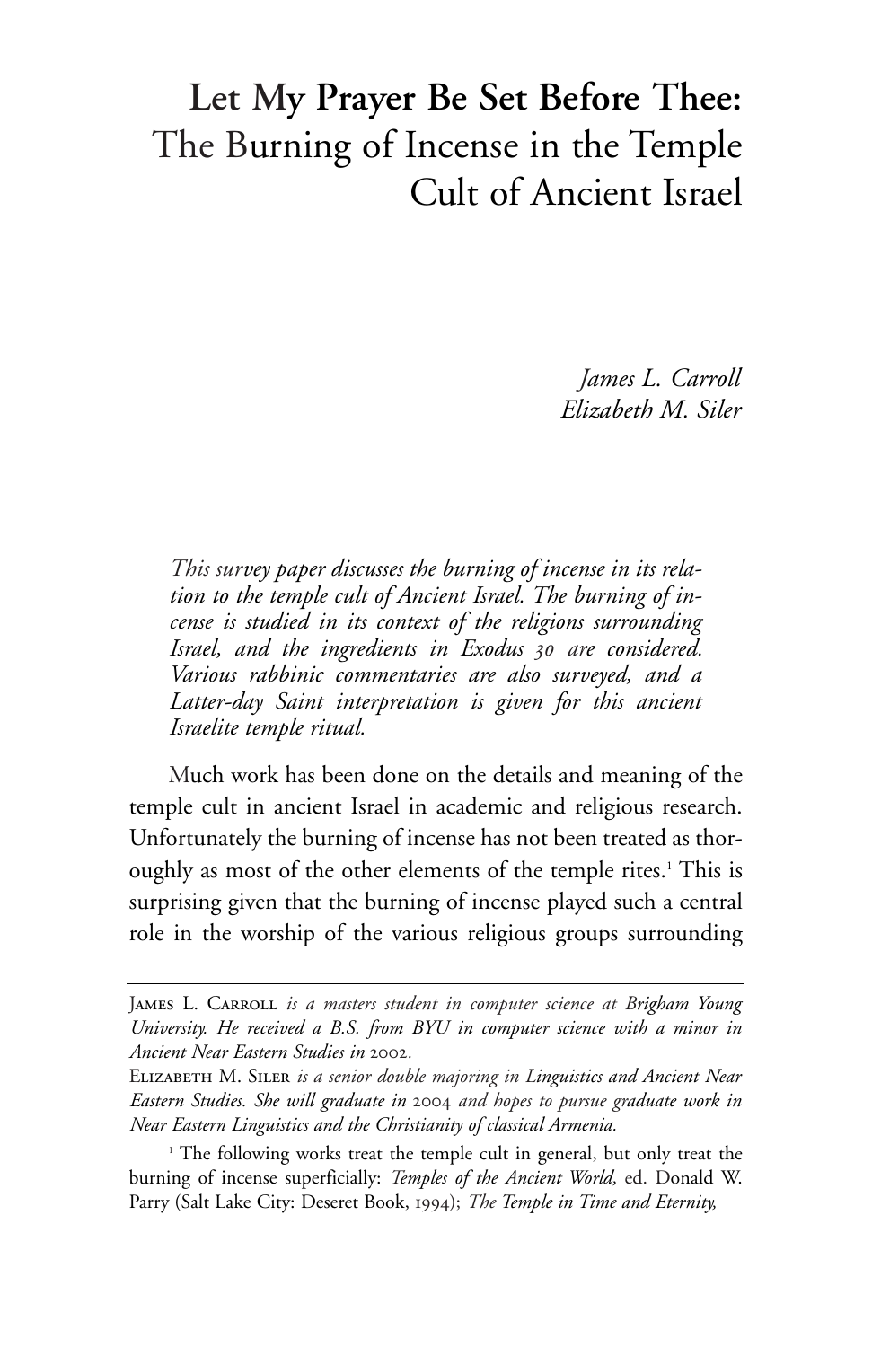# **Let My Prayer Be Set Before Thee:** The Burning of Incense in the Temple Cult of Ancient Israel

*James L. Carroll*
*Elizabeth M. Siler*

*This survey paper discusses the burning of incense in its relation to the temple cult of Ancient Israel. The burning of incense is studied in its context of the religions surrounding Israel, and the ingredients in Exodus 30 are considered. Various rabbinic commentaries are also surveyed, and a Latter-day Saint interpretation is given for this ancient Israelite temple ritual.*

Much work has been done on the details and meaning of the temple cult in ancient Israel in academic and religious research. Unfortunately the burning of incense has not been treated as thoroughly as most of the other elements of the temple rites.[1] This is surprising given that the burning of incense played such a central role in the worship of the various religious groups surrounding

---

James L. Carroll *is a masters student in computer science at Brigham Young University. He received a B.S. from BYU in computer science with a minor in Ancient Near Eastern Studies in* 2002.

Elizabeth M. Siler *is a senior double majoring in Linguistics and Ancient Near Eastern Studies. She will graduate in* 2004 *and hopes to pursue graduate work in Near Eastern Linguistics and the Christianity of classical Armenia.*

[1] The following works treat the temple cult in general, but only treat the burning of incense superficially: *Temples of the Ancient World,* ed. Donald W. Parry (Salt Lake City: Deseret Book, 1994); *The Temple in Time and Eternity,*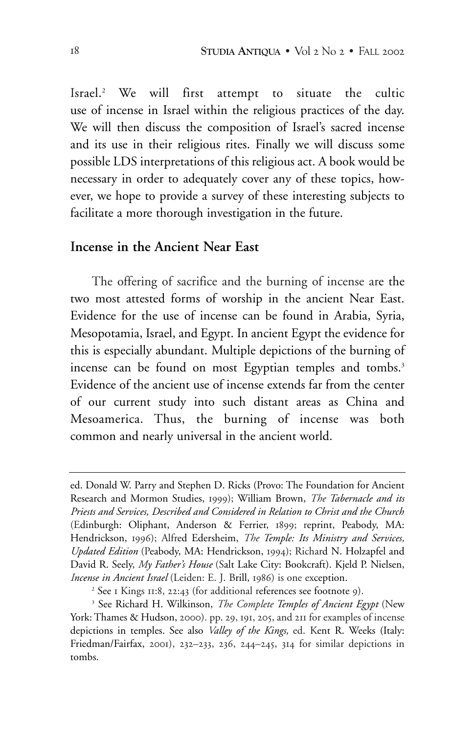Israel.[2] We will first attempt to situate the cultic use of incense in Israel within the religious practices of the day. We will then discuss the composition of Israel's sacred incense and its use in their religious rites. Finally we will discuss some possible LDS interpretations of this religious act. A book would be necessary in order to adequately cover any of these topics, however, we hope to provide a survey of these interesting subjects to facilitate a more thorough investigation in the future.

## Incense in the Ancient Near East

The offering of sacrifice and the burning of incense are the two most attested forms of worship in the ancient Near East. Evidence for the use of incense can be found in Arabia, Syria, Mesopotamia, Israel, and Egypt. In ancient Egypt the evidence for this is especially abundant. Multiple depictions of the burning of incense can be found on most Egyptian temples and tombs.[3] Evidence of the ancient use of incense extends far from the center of our current study into such distant areas as China and Mesoamerica. Thus, the burning of incense was both common and nearly universal in the ancient world.

---

ed. Donald W. Parry and Stephen D. Ricks (Provo: The Foundation for Ancient Research and Mormon Studies, 1999); William Brown, *The Tabernacle and its Priests and Services, Described and Considered in Relation to Christ and the Church* (Edinburgh: Oliphant, Anderson & Ferrier, 1899; reprint, Peabody, MA: Hendrickson, 1996); Alfred Edersheim, *The Temple: Its Ministry and Services, Updated Edition* (Peabody, MA: Hendrickson, 1994); Richard N. Holzapfel and David R. Seely, *My Father's House* (Salt Lake City: Bookcraft). Kjeld P. Nielsen, *Incense in Ancient Israel* (Leiden: E. J. Brill, 1986) is one exception.

[2] See 1 Kings 11:8, 22:43 (for additional references see footnote 9).

[3] See Richard H. Wilkinson, *The Complete Temples of Ancient Egypt* (New York: Thames & Hudson, 2000). pp. 29, 191, 205, and 211 for examples of incense depictions in temples. See also *Valley of the Kings,* ed. Kent R. Weeks (Italy: Friedman/Fairfax, 2001), 232–233, 236, 244–245, 314 for similar depictions in tombs.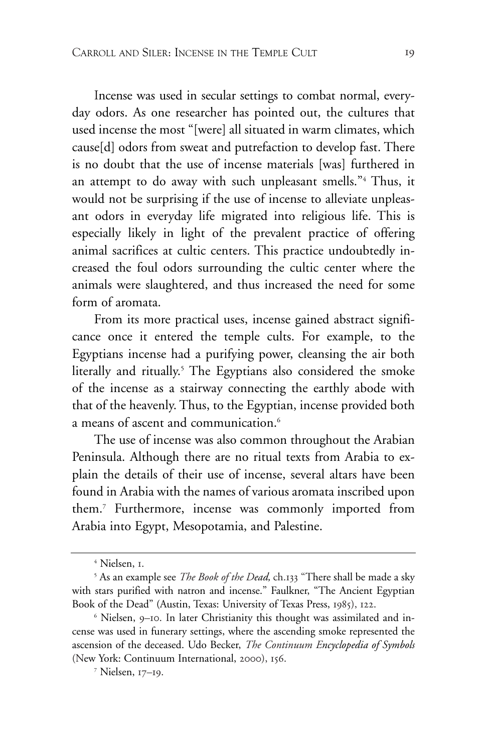Incense was used in secular settings to combat normal, everyday odors. As one researcher has pointed out, the cultures that used incense the most "[were] all situated in warm climates, which cause[d] odors from sweat and putrefaction to develop fast. There is no doubt that the use of incense materials [was] furthered in an attempt to do away with such unpleasant smells."[4] Thus, it would not be surprising if the use of incense to alleviate unpleasant odors in everyday life migrated into religious life. This is especially likely in light of the prevalent practice of offering animal sacrifices at cultic centers. This practice undoubtedly increased the foul odors surrounding the cultic center where the animals were slaughtered, and thus increased the need for some form of aromata.

From its more practical uses, incense gained abstract significance once it entered the temple cults. For example, to the Egyptians incense had a purifying power, cleansing the air both literally and ritually.[5] The Egyptians also considered the smoke of the incense as a stairway connecting the earthly abode with that of the heavenly. Thus, to the Egyptian, incense provided both a means of ascent and communication.[6]

The use of incense was also common throughout the Arabian Peninsula. Although there are no ritual texts from Arabia to explain the details of their use of incense, several altars have been found in Arabia with the names of various aromata inscribed upon them.[7] Furthermore, incense was commonly imported from Arabia into Egypt, Mesopotamia, and Palestine.

---

[4] Nielsen, 1.

[5] As an example see *The Book of the Dead,* ch.133 "There shall be made a sky with stars purified with natron and incense." Faulkner, "The Ancient Egyptian Book of the Dead" (Austin, Texas: University of Texas Press, 1985), 122.

[6] Nielsen, 9–10. In later Christianity this thought was assimilated and incense was used in funerary settings, where the ascending smoke represented the ascension of the deceased. Udo Becker, *The Continuum Encyclopedia of Symbols* (New York: Continuum International, 2000), 156.

[7] Nielsen, 17–19.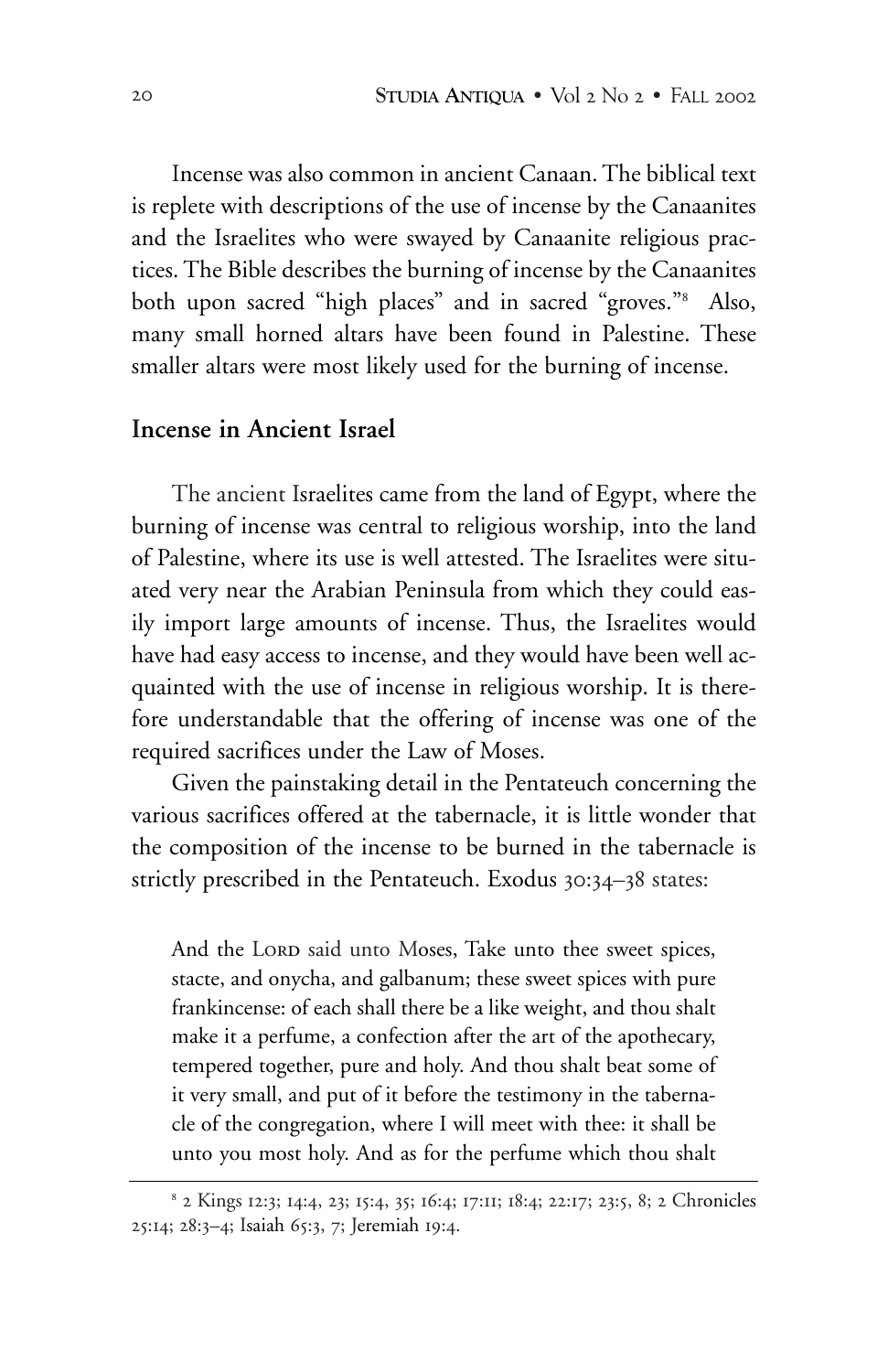Incense was also common in ancient Canaan. The biblical text is replete with descriptions of the use of incense by the Canaanites and the Israelites who were swayed by Canaanite religious practices. The Bible describes the burning of incense by the Canaanites both upon sacred "high places" and in sacred "groves."[8] Also, many small horned altars have been found in Palestine. These smaller altars were most likely used for the burning of incense.

## Incense in Ancient Israel

The ancient Israelites came from the land of Egypt, where the burning of incense was central to religious worship, into the land of Palestine, where its use is well attested. The Israelites were situated very near the Arabian Peninsula from which they could easily import large amounts of incense. Thus, the Israelites would have had easy access to incense, and they would have been well acquainted with the use of incense in religious worship. It is therefore understandable that the offering of incense was one of the required sacrifices under the Law of Moses.

Given the painstaking detail in the Pentateuch concerning the various sacrifices offered at the tabernacle, it is little wonder that the composition of the incense to be burned in the tabernacle is strictly prescribed in the Pentateuch. Exodus 30:34–38 states:

> And the LORD said unto Moses, Take unto thee sweet spices, stacte, and onycha, and galbanum; these sweet spices with pure frankincense: of each shall there be a like weight, and thou shalt make it a perfume, a confection after the art of the apothecary, tempered together, pure and holy. And thou shalt beat some of it very small, and put of it before the testimony in the tabernacle of the congregation, where I will meet with thee: it shall be unto you most holy. And as for the perfume which thou shalt

[8] 2 Kings 12:3; 14:4, 23; 15:4, 35; 16:4; 17:11; 18:4; 22:17; 23:5, 8; 2 Chronicles 25:14; 28:3–4; Isaiah 65:3, 7; Jeremiah 19:4.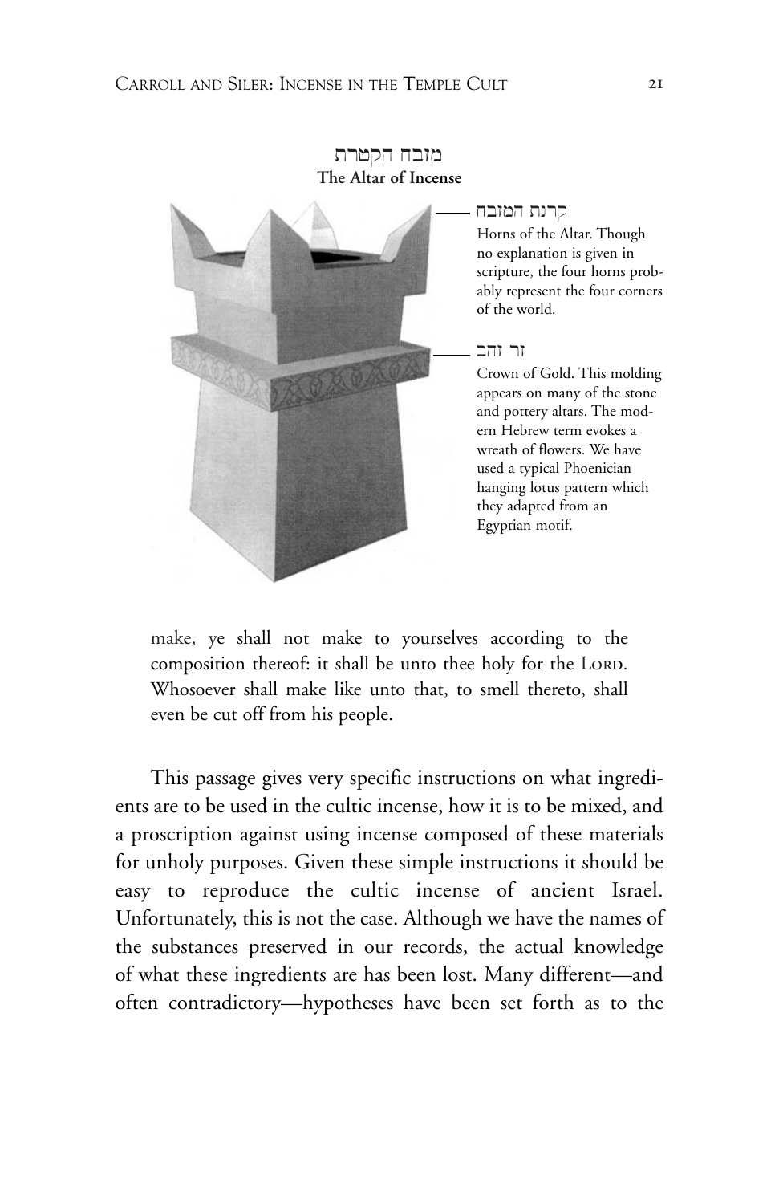מזבח הקטרת
**The Altar of Incense**

קרנת המזבח
Horns of the Altar. Though no explanation is given in scripture, the four horns probably represent the four corners of the world.

זר זהב
Crown of Gold. This molding appears on many of the stone and pottery altars. The modern Hebrew term evokes a wreath of flowers. We have used a typical Phoenician hanging lotus pattern which they adapted from an Egyptian motif.

> make, ye shall not make to yourselves according to the composition thereof: it shall be unto thee holy for the LORD. Whosoever shall make like unto that, to smell thereto, shall even be cut off from his people.

This passage gives very specific instructions on what ingredients are to be used in the cultic incense, how it is to be mixed, and a proscription against using incense composed of these materials for unholy purposes. Given these simple instructions it should be easy to reproduce the cultic incense of ancient Israel. Unfortunately, this is not the case. Although we have the names of the substances preserved in our records, the actual knowledge of what these ingredients are has been lost. Many different—and often contradictory—hypotheses have been set forth as to the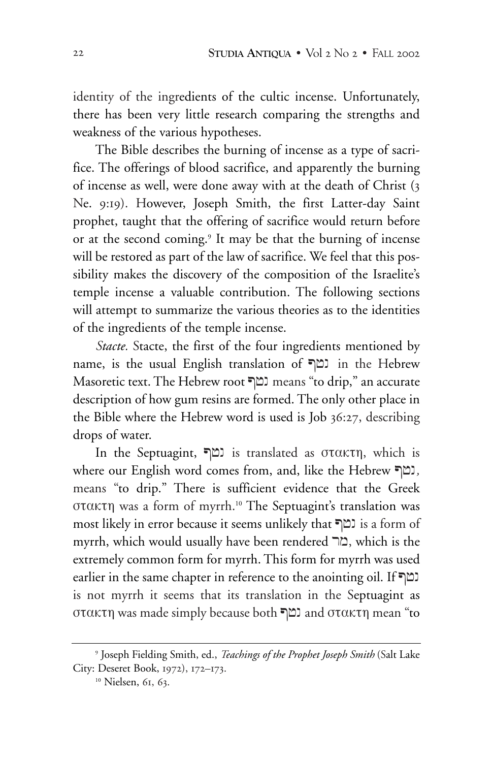identity of the ingredients of the cultic incense. Unfortunately, there has been very little research comparing the strengths and weakness of the various hypotheses.

The Bible describes the burning of incense as a type of sacrifice. The offerings of blood sacrifice, and apparently the burning of incense as well, were done away with at the death of Christ (3 Ne. 9:19). However, Joseph Smith, the first Latter-day Saint prophet, taught that the offering of sacrifice would return before or at the second coming.[9] It may be that the burning of incense will be restored as part of the law of sacrifice. We feel that this possibility makes the discovery of the composition of the Israelite's temple incense a valuable contribution. The following sections will attempt to summarize the various theories as to the identities of the ingredients of the temple incense.

*Stacte.* Stacte, the first of the four ingredients mentioned by name, is the usual English translation of נטף in the Hebrew Masoretic text. The Hebrew root נטף means "to drip," an accurate description of how gum resins are formed. The only other place in the Bible where the Hebrew word is used is Job 36:27, describing drops of water.

In the Septuagint, נטף is translated as στακτη, which is where our English word comes from, and, like the Hebrew נטף, means "to drip." There is sufficient evidence that the Greek στακτη was a form of myrrh.[10] The Septuagint's translation was most likely in error because it seems unlikely that נטף is a form of myrrh, which would usually have been rendered מר, which is the extremely common form for myrrh. This form for myrrh was used earlier in the same chapter in reference to the anointing oil. If נטף is not myrrh it seems that its translation in the Septuagint as στακτη was made simply because both נטף and στακτη mean "to

---

[9] Joseph Fielding Smith, ed., *Teachings of the Prophet Joseph Smith* (Salt Lake City: Deseret Book, 1972), 172–173.

[10] Nielsen, 61, 63.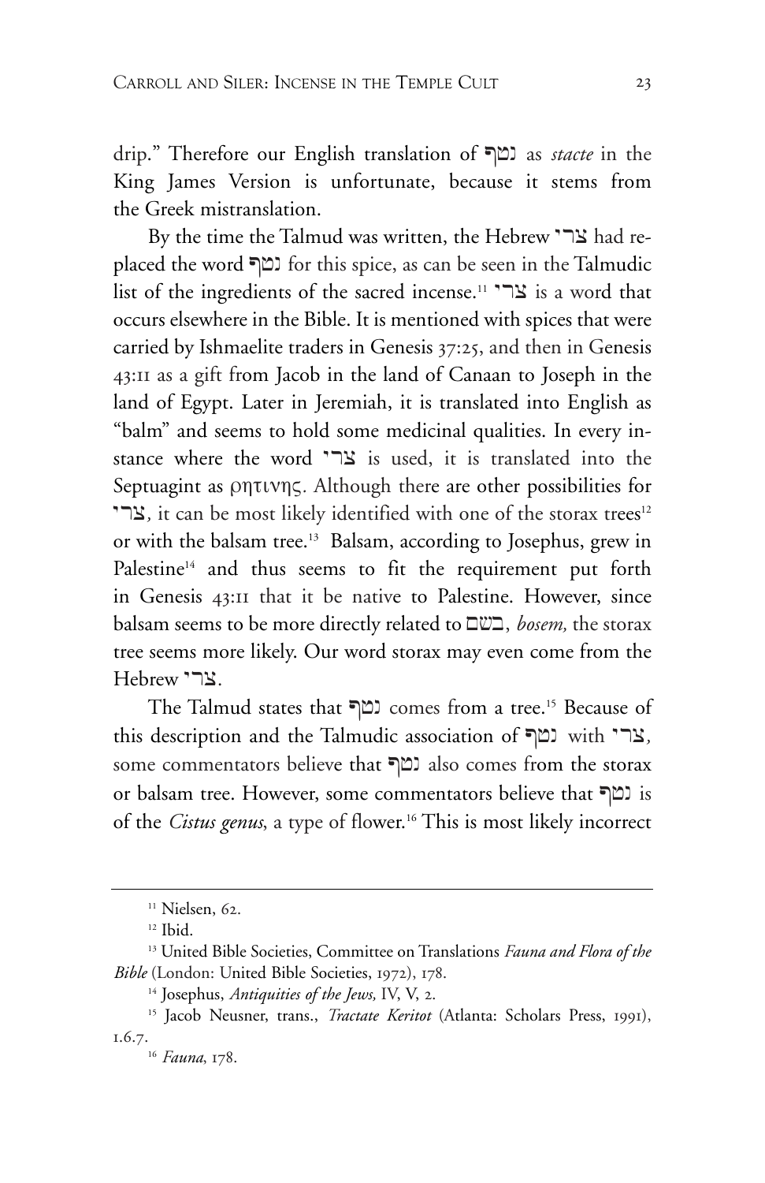drip." Therefore our English translation of נטף as *stacte* in the King James Version is unfortunate, because it stems from the Greek mistranslation.

By the time the Talmud was written, the Hebrew צרי had replaced the word נטף for this spice, as can be seen in the Talmudic list of the ingredients of the sacred incense.[11] צרי is a word that occurs elsewhere in the Bible. It is mentioned with spices that were carried by Ishmaelite traders in Genesis 37:25, and then in Genesis 43:11 as a gift from Jacob in the land of Canaan to Joseph in the land of Egypt. Later in Jeremiah, it is translated into English as "balm" and seems to hold some medicinal qualities. In every instance where the word צרי is used, it is translated into the Septuagint as ρητινης. Although there are other possibilities for צרי, it can be most likely identified with one of the storax trees[12] or with the balsam tree.[13] Balsam, according to Josephus, grew in Palestine[14] and thus seems to fit the requirement put forth in Genesis 43:11 that it be native to Palestine. However, since balsam seems to be more directly related to בשם, *bosem,* the storax tree seems more likely. Our word storax may even come from the Hebrew צרי.

The Talmud states that נטף comes from a tree.[15] Because of this description and the Talmudic association of נטף with צרי, some commentators believe that נטף also comes from the storax or balsam tree. However, some commentators believe that נטף is of the *Cistus genus*, a type of flower.[16] This is most likely incorrect

---

[11] Nielsen, 62.

[12] Ibid.

[13] United Bible Societies, Committee on Translations *Fauna and Flora of the Bible* (London: United Bible Societies, 1972), 178.

[14] Josephus, *Antiquities of the Jews,* IV, V, 2.

[15] Jacob Neusner, trans., *Tractate Keritot* (Atlanta: Scholars Press, 1991), 1.6.7.

[16] *Fauna*, 178.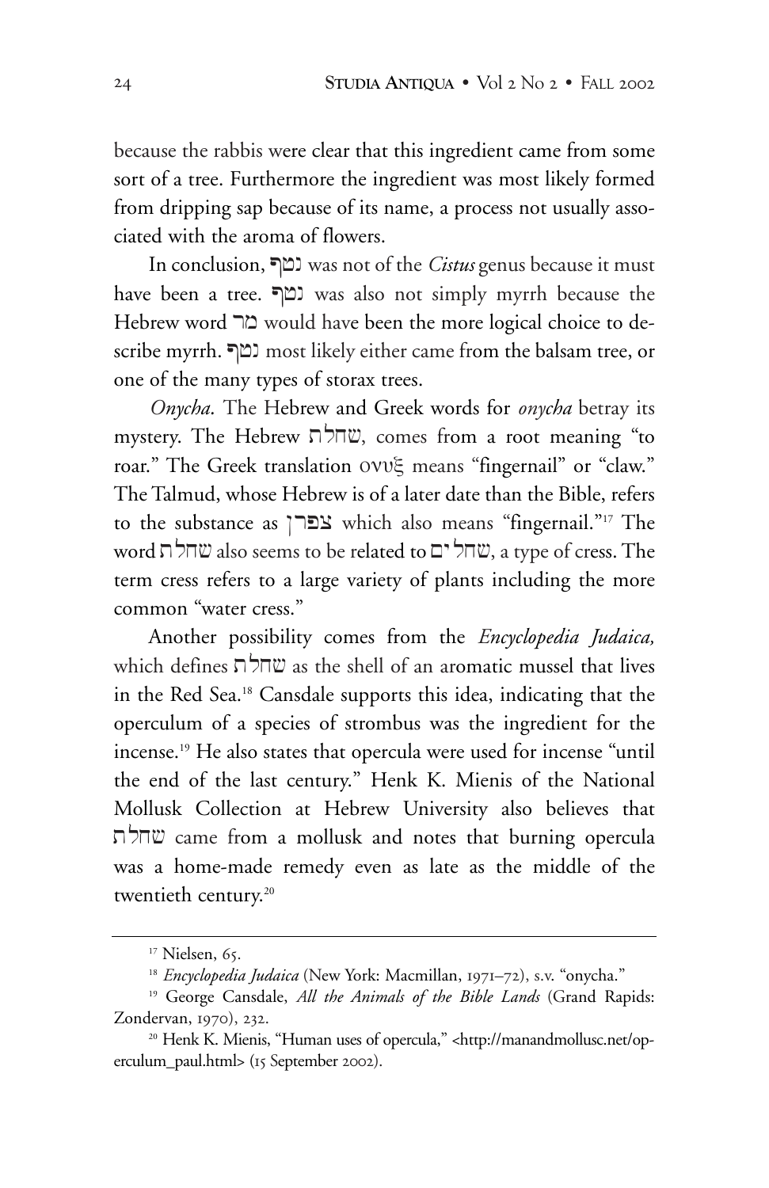because the rabbis were clear that this ingredient came from some sort of a tree. Furthermore the ingredient was most likely formed from dripping sap because of its name, a process not usually associated with the aroma of flowers.

In conclusion, נטף was not of the *Cistus* genus because it must have been a tree. נטף was also not simply myrrh because the Hebrew word מר would have been the more logical choice to describe myrrh. נטף most likely either came from the balsam tree, or one of the many types of storax trees.

*Onycha*. The Hebrew and Greek words for *onycha* betray its mystery. The Hebrew שחלת, comes from a root meaning "to roar." The Greek translation ονυξ means "fingernail" or "claw." The Talmud, whose Hebrew is of a later date than the Bible, refers to the substance as צפרן which also means "fingernail."[17] The word שחלת also seems to be related to שחלים, a type of cress. The term cress refers to a large variety of plants including the more common "water cress."

Another possibility comes from the *Encyclopedia Judaica,* which defines שחלת as the shell of an aromatic mussel that lives in the Red Sea.[18] Cansdale supports this idea, indicating that the operculum of a species of strombus was the ingredient for the incense.[19] He also states that opercula were used for incense "until the end of the last century." Henk K. Mienis of the National Mollusk Collection at Hebrew University also believes that שחלת came from a mollusk and notes that burning opercula was a home-made remedy even as late as the middle of the twentieth century.[20]

---

[17] Nielsen, 65.

[18] *Encyclopedia Judaica* (New York: Macmillan, 1971–72), s.v. "onycha."

[19] George Cansdale, *All the Animals of the Bible Lands* (Grand Rapids: Zondervan, 1970), 232.

[20] Henk K. Mienis, "Human uses of opercula," <http://manandmollusc.net/operculum_paul.html> (15 September 2002).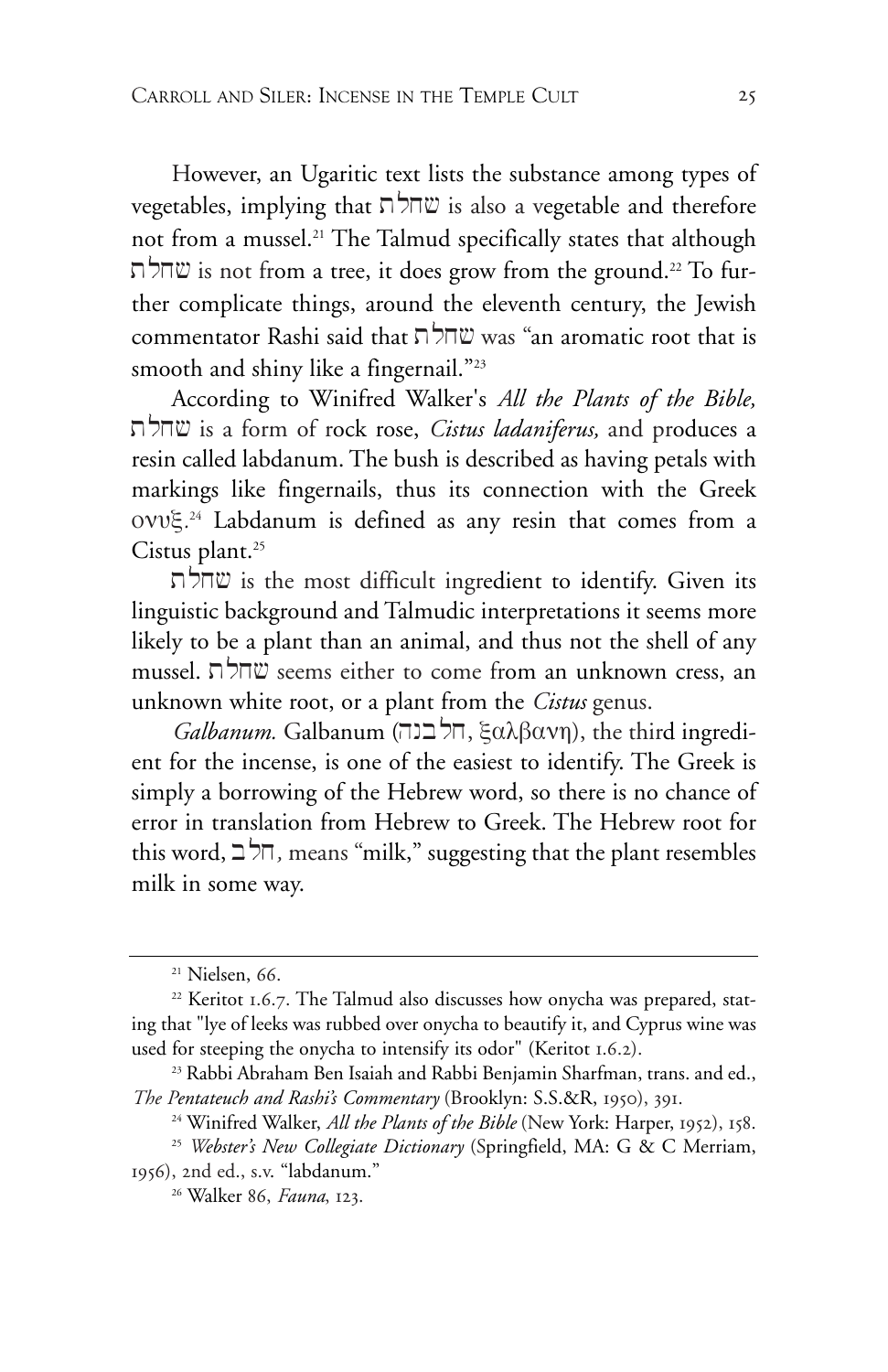However, an Ugaritic text lists the substance among types of vegetables, implying that שחלת is also a vegetable and therefore not from a mussel.[21] The Talmud specifically states that although שחלת is not from a tree, it does grow from the ground.[22] To further complicate things, around the eleventh century, the Jewish commentator Rashi said that שחלת was "an aromatic root that is smooth and shiny like a fingernail."[23]

According to Winifred Walker's *All the Plants of the Bible,* שחלת is a form of rock rose, *Cistus ladaniferus,* and produces a resin called labdanum. The bush is described as having petals with markings like fingernails, thus its connection with the Greek ονυξ.[24] Labdanum is defined as any resin that comes from a Cistus plant.[25]

שחלת is the most difficult ingredient to identify. Given its linguistic background and Talmudic interpretations it seems more likely to be a plant than an animal, and thus not the shell of any mussel. שחלת seems either to come from an unknown cress, an unknown white root, or a plant from the *Cistus* genus.

*Galbanum.* Galbanum (חלבנה, ξαλβανη), the third ingredient for the incense, is one of the easiest to identify. The Greek is simply a borrowing of the Hebrew word, so there is no chance of error in translation from Hebrew to Greek. The Hebrew root for this word, חלב*,* means "milk," suggesting that the plant resembles milk in some way.

---

[21] Nielsen, 66.

[22] Keritot 1.6.7. The Talmud also discusses how onycha was prepared, stating that "lye of leeks was rubbed over onycha to beautify it, and Cyprus wine was used for steeping the onycha to intensify its odor" (Keritot 1.6.2).

[23] Rabbi Abraham Ben Isaiah and Rabbi Benjamin Sharfman, trans. and ed., *The Pentateuch and Rashi's Commentary* (Brooklyn: S.S.&R, 1950), 391.

[24] Winifred Walker, *All the Plants of the Bible* (New York: Harper, 1952), 158.

[25] *Webster's New Collegiate Dictionary* (Springfield, MA: G & C Merriam, 1956), 2nd ed., s.v. "labdanum."

[26] Walker 86, *Fauna*, 123.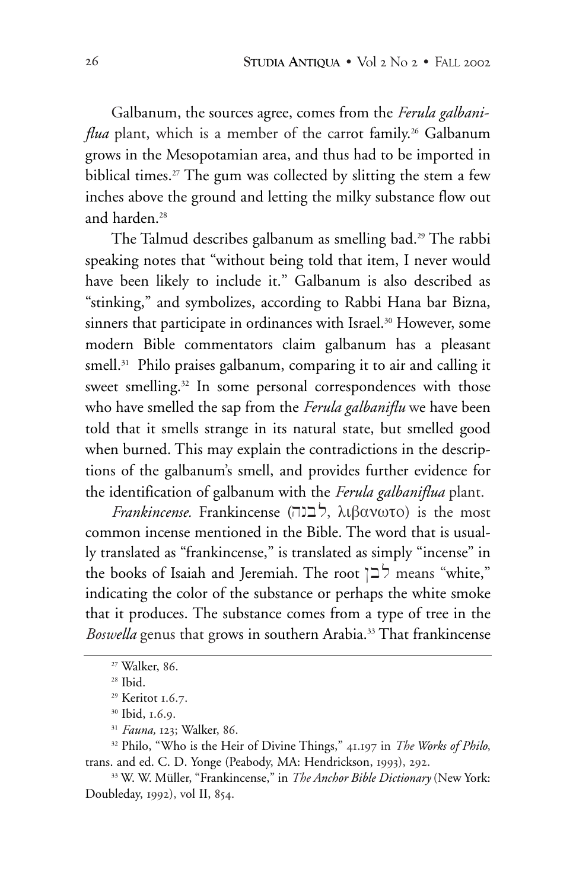Galbanum, the sources agree, comes from the *Ferula galbaniflua* plant, which is a member of the carrot family.[26] Galbanum grows in the Mesopotamian area, and thus had to be imported in biblical times.[27] The gum was collected by slitting the stem a few inches above the ground and letting the milky substance flow out and harden.[28]

The Talmud describes galbanum as smelling bad.[29] The rabbi speaking notes that "without being told that item, I never would have been likely to include it." Galbanum is also described as "stinking," and symbolizes, according to Rabbi Hana bar Bizna, sinners that participate in ordinances with Israel.[30] However, some modern Bible commentators claim galbanum has a pleasant smell.[31] Philo praises galbanum, comparing it to air and calling it sweet smelling.[32] In some personal correspondences with those who have smelled the sap from the *Ferula galbaniflu* we have been told that it smells strange in its natural state, but smelled good when burned. This may explain the contradictions in the descriptions of the galbanum's smell, and provides further evidence for the identification of galbanum with the *Ferula galbaniflua* plant.

*Frankincense.* Frankincense (לבנה, λιβανωτο) is the most common incense mentioned in the Bible. The word that is usually translated as "frankincense," is translated as simply "incense" in the books of Isaiah and Jeremiah. The root לבן means "white," indicating the color of the substance or perhaps the white smoke that it produces. The substance comes from a type of tree in the *Boswella* genus that grows in southern Arabia.[33] That frankincense

---

[27] Walker, 86.

[28] Ibid.

[29] Keritot 1.6.7.

[30] Ibid, 1.6.9.

[31] *Fauna,* 123; Walker, 86.

[32] Philo, "Who is the Heir of Divine Things," 41.197 in *The Works of Philo*, trans. and ed. C. D. Yonge (Peabody, MA: Hendrickson, 1993), 292.

[33] W. W. Müller, "Frankincense," in *The Anchor Bible Dictionary* (New York: Doubleday, 1992), vol II, 854.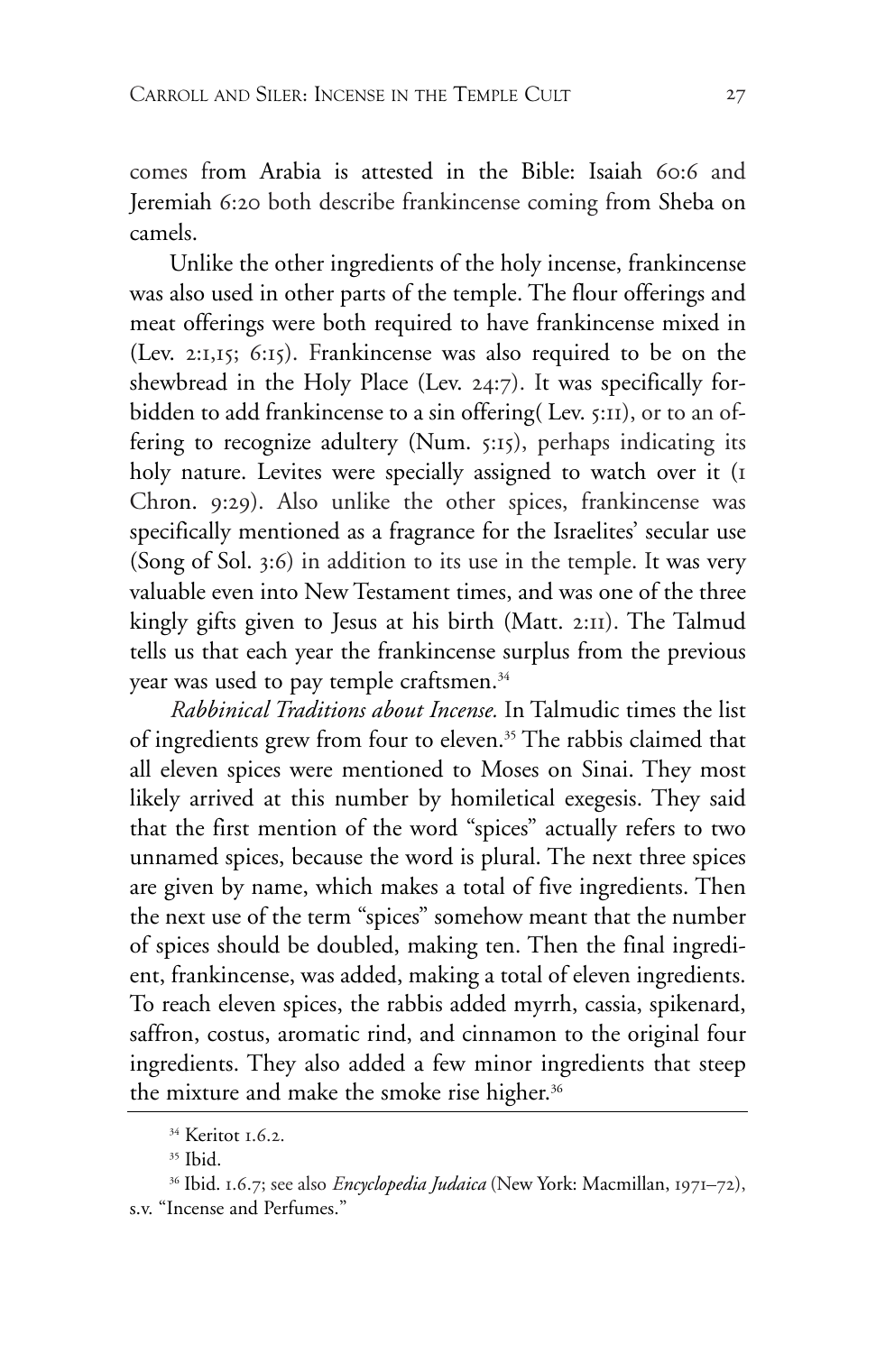comes from Arabia is attested in the Bible: Isaiah 60:6 and Jeremiah 6:20 both describe frankincense coming from Sheba on camels.

Unlike the other ingredients of the holy incense, frankincense was also used in other parts of the temple. The flour offerings and meat offerings were both required to have frankincense mixed in (Lev. 2:1,15; 6:15). Frankincense was also required to be on the shewbread in the Holy Place (Lev. 24:7). It was specifically forbidden to add frankincense to a sin offering( Lev. 5:11), or to an offering to recognize adultery (Num. 5:15), perhaps indicating its holy nature. Levites were specially assigned to watch over it (1 Chron. 9:29). Also unlike the other spices, frankincense was specifically mentioned as a fragrance for the Israelites' secular use (Song of Sol. 3:6) in addition to its use in the temple. It was very valuable even into New Testament times, and was one of the three kingly gifts given to Jesus at his birth (Matt. 2:11). The Talmud tells us that each year the frankincense surplus from the previous year was used to pay temple craftsmen.[34]

*Rabbinical Traditions about Incense.* In Talmudic times the list of ingredients grew from four to eleven.[35] The rabbis claimed that all eleven spices were mentioned to Moses on Sinai. They most likely arrived at this number by homiletical exegesis. They said that the first mention of the word "spices" actually refers to two unnamed spices, because the word is plural. The next three spices are given by name, which makes a total of five ingredients. Then the next use of the term "spices" somehow meant that the number of spices should be doubled, making ten. Then the final ingredient, frankincense, was added, making a total of eleven ingredients. To reach eleven spices, the rabbis added myrrh, cassia, spikenard, saffron, costus, aromatic rind, and cinnamon to the original four ingredients. They also added a few minor ingredients that steep the mixture and make the smoke rise higher.[36]

---

[34] Keritot 1.6.2.

[35] Ibid.

[36] Ibid. 1.6.7; see also *Encyclopedia Judaica* (New York: Macmillan, 1971–72), s.v. "Incense and Perfumes."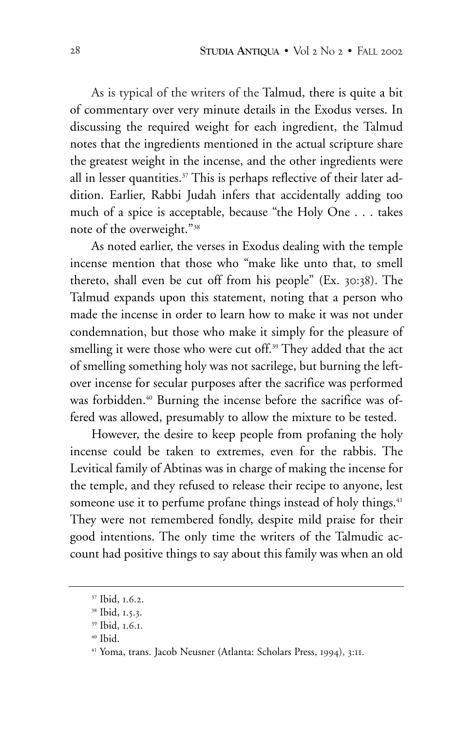As is typical of the writers of the Talmud, there is quite a bit of commentary over very minute details in the Exodus verses. In discussing the required weight for each ingredient, the Talmud notes that the ingredients mentioned in the actual scripture share the greatest weight in the incense, and the other ingredients were all in lesser quantities.[37] This is perhaps reflective of their later addition. Earlier, Rabbi Judah infers that accidentally adding too much of a spice is acceptable, because "the Holy One . . . takes note of the overweight."[38]

As noted earlier, the verses in Exodus dealing with the temple incense mention that those who "make like unto that, to smell thereto, shall even be cut off from his people" (Ex. 30:38). The Talmud expands upon this statement, noting that a person who made the incense in order to learn how to make it was not under condemnation, but those who make it simply for the pleasure of smelling it were those who were cut off.[39] They added that the act of smelling something holy was not sacrilege, but burning the leftover incense for secular purposes after the sacrifice was performed was forbidden.[40] Burning the incense before the sacrifice was offered was allowed, presumably to allow the mixture to be tested.

However, the desire to keep people from profaning the holy incense could be taken to extremes, even for the rabbis. The Levitical family of Abtinas was in charge of making the incense for the temple, and they refused to release their recipe to anyone, lest someone use it to perfume profane things instead of holy things.[41] They were not remembered fondly, despite mild praise for their good intentions. The only time the writers of the Talmudic account had positive things to say about this family was when an old

---

[37] Ibid, 1.6.2.

[38] Ibid, 1.5.3.

[39] Ibid, 1.6.1.

[40] Ibid.

[41] Yoma, trans. Jacob Neusner (Atlanta: Scholars Press, 1994), 3:11.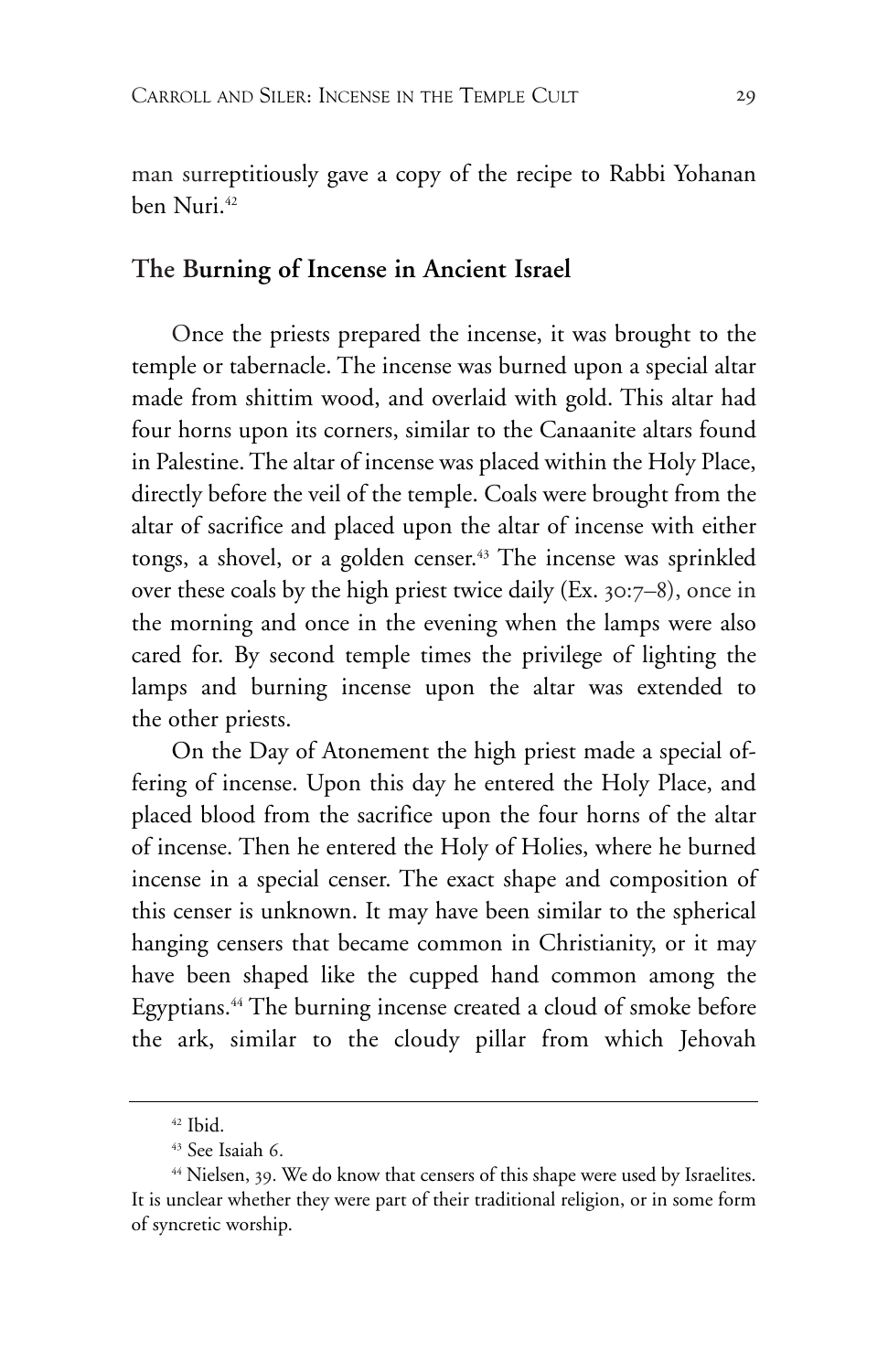man surreptitiously gave a copy of the recipe to Rabbi Yohanan ben Nuri.[42]

## The Burning of Incense in Ancient Israel

Once the priests prepared the incense, it was brought to the temple or tabernacle. The incense was burned upon a special altar made from shittim wood, and overlaid with gold. This altar had four horns upon its corners, similar to the Canaanite altars found in Palestine. The altar of incense was placed within the Holy Place, directly before the veil of the temple. Coals were brought from the altar of sacrifice and placed upon the altar of incense with either tongs, a shovel, or a golden censer.[43] The incense was sprinkled over these coals by the high priest twice daily (Ex. 30:7–8), once in the morning and once in the evening when the lamps were also cared for. By second temple times the privilege of lighting the lamps and burning incense upon the altar was extended to the other priests.

On the Day of Atonement the high priest made a special offering of incense. Upon this day he entered the Holy Place, and placed blood from the sacrifice upon the four horns of the altar of incense. Then he entered the Holy of Holies, where he burned incense in a special censer. The exact shape and composition of this censer is unknown. It may have been similar to the spherical hanging censers that became common in Christianity, or it may have been shaped like the cupped hand common among the Egyptians.[44] The burning incense created a cloud of smoke before the ark, similar to the cloudy pillar from which Jehovah

---

[42] Ibid.

[43] See Isaiah 6.

[44] Nielsen, 39. We do know that censers of this shape were used by Israelites. It is unclear whether they were part of their traditional religion, or in some form of syncretic worship.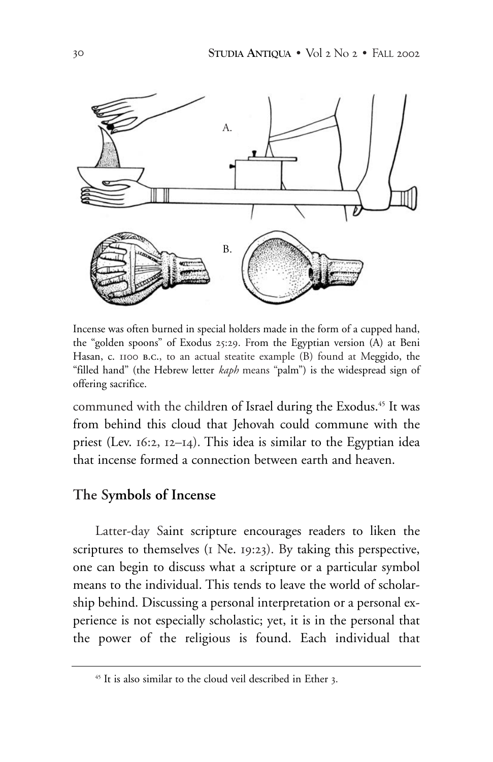Incense was often burned in special holders made in the form of a cupped hand, the "golden spoons" of Exodus 25:29. From the Egyptian version (A) at Beni Hasan, c. 1100 B.C., to an actual steatite example (B) found at Meggido, the "filled hand" (the Hebrew letter *kaph* means "palm") is the widespread sign of offering sacrifice.

communed with the children of Israel during the Exodus.[45] It was from behind this cloud that Jehovah could commune with the priest (Lev. 16:2, 12–14). This idea is similar to the Egyptian idea that incense formed a connection between earth and heaven.

## The Symbols of Incense

Latter-day Saint scripture encourages readers to liken the scriptures to themselves (1 Ne. 19:23). By taking this perspective, one can begin to discuss what a scripture or a particular symbol means to the individual. This tends to leave the world of scholarship behind. Discussing a personal interpretation or a personal experience is not especially scholastic; yet, it is in the personal that the power of the religious is found. Each individual that

[45] It is also similar to the cloud veil described in Ether 3.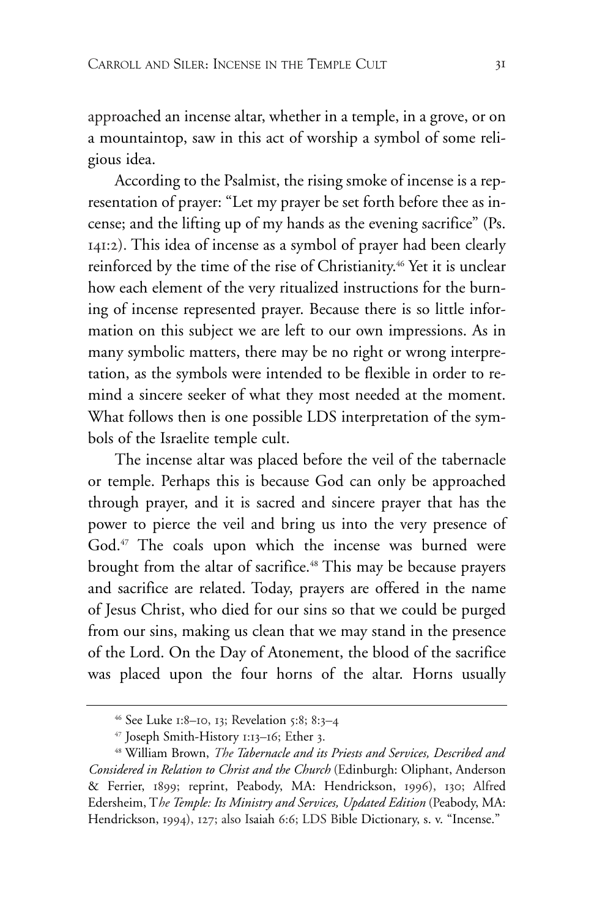approached an incense altar, whether in a temple, in a grove, or on a mountaintop, saw in this act of worship a symbol of some religious idea.

According to the Psalmist, the rising smoke of incense is a representation of prayer: "Let my prayer be set forth before thee as incense; and the lifting up of my hands as the evening sacrifice" (Ps. 141:2). This idea of incense as a symbol of prayer had been clearly reinforced by the time of the rise of Christianity.[46] Yet it is unclear how each element of the very ritualized instructions for the burning of incense represented prayer. Because there is so little information on this subject we are left to our own impressions. As in many symbolic matters, there may be no right or wrong interpretation, as the symbols were intended to be flexible in order to remind a sincere seeker of what they most needed at the moment. What follows then is one possible LDS interpretation of the symbols of the Israelite temple cult.

The incense altar was placed before the veil of the tabernacle or temple. Perhaps this is because God can only be approached through prayer, and it is sacred and sincere prayer that has the power to pierce the veil and bring us into the very presence of God.[47] The coals upon which the incense was burned were brought from the altar of sacrifice.[48] This may be because prayers and sacrifice are related. Today, prayers are offered in the name of Jesus Christ, who died for our sins so that we could be purged from our sins, making us clean that we may stand in the presence of the Lord. On the Day of Atonement, the blood of the sacrifice was placed upon the four horns of the altar. Horns usually

---

[46] See Luke 1:8–10, 13; Revelation 5:8; 8:3–4

[47] Joseph Smith-History 1:13–16; Ether 3.

[48] William Brown, *The Tabernacle and its Priests and Services, Described and Considered in Relation to Christ and the Church* (Edinburgh: Oliphant, Anderson & Ferrier, 1899; reprint, Peabody, MA: Hendrickson, 1996), 130; Alfred Edersheim, *The Temple: Its Ministry and Services, Updated Edition* (Peabody, MA: Hendrickson, 1994), 127; also Isaiah 6:6; LDS Bible Dictionary, s. v. "Incense."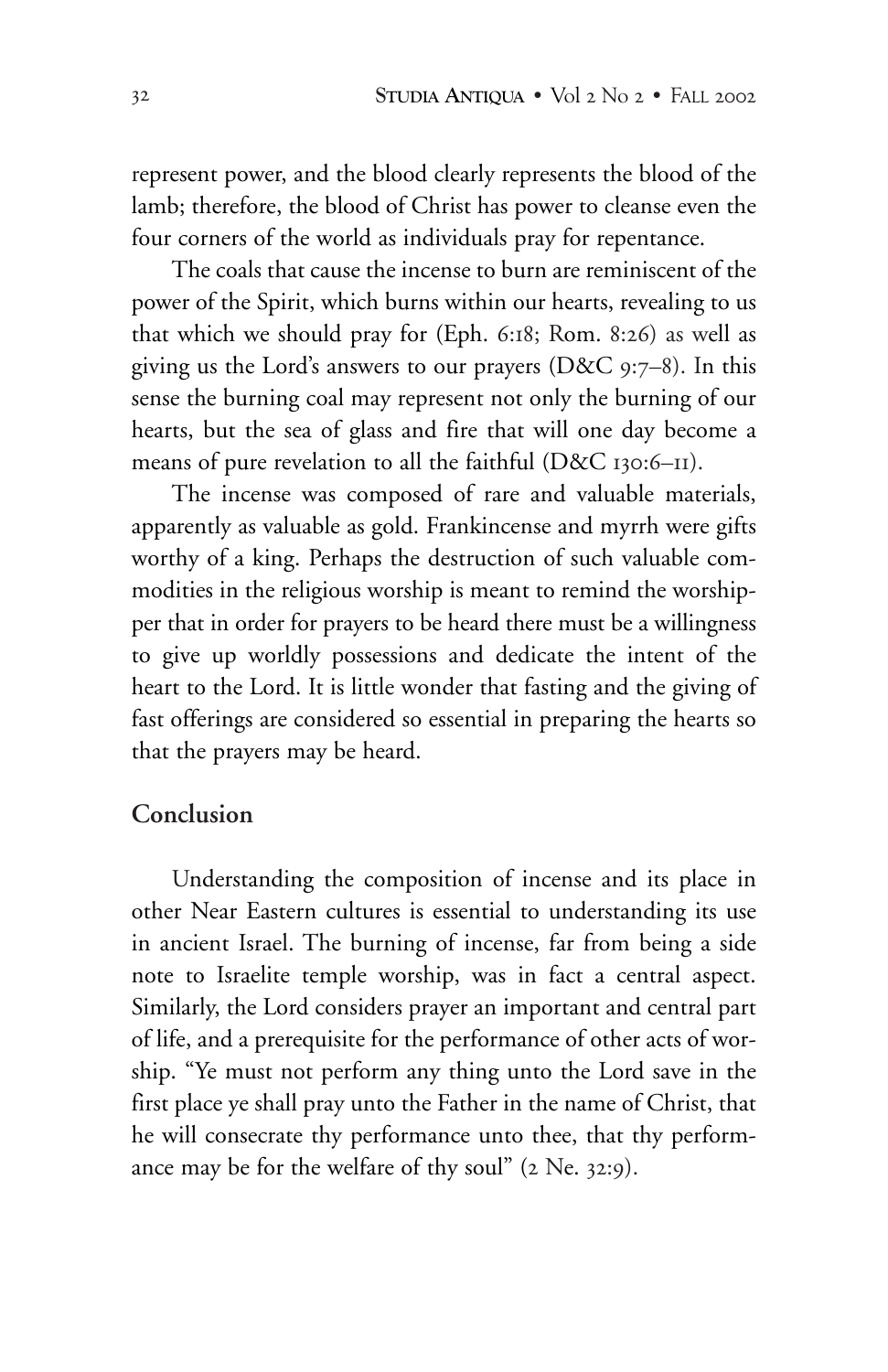represent power, and the blood clearly represents the blood of the lamb; therefore, the blood of Christ has power to cleanse even the four corners of the world as individuals pray for repentance.

The coals that cause the incense to burn are reminiscent of the power of the Spirit, which burns within our hearts, revealing to us that which we should pray for (Eph. 6:18; Rom. 8:26) as well as giving us the Lord's answers to our prayers (D&C 9:7–8). In this sense the burning coal may represent not only the burning of our hearts, but the sea of glass and fire that will one day become a means of pure revelation to all the faithful (D&C 130:6–11).

The incense was composed of rare and valuable materials, apparently as valuable as gold. Frankincense and myrrh were gifts worthy of a king. Perhaps the destruction of such valuable commodities in the religious worship is meant to remind the worshipper that in order for prayers to be heard there must be a willingness to give up worldly possessions and dedicate the intent of the heart to the Lord. It is little wonder that fasting and the giving of fast offerings are considered so essential in preparing the hearts so that the prayers may be heard.

## Conclusion

Understanding the composition of incense and its place in other Near Eastern cultures is essential to understanding its use in ancient Israel. The burning of incense, far from being a side note to Israelite temple worship, was in fact a central aspect. Similarly, the Lord considers prayer an important and central part of life, and a prerequisite for the performance of other acts of worship. "Ye must not perform any thing unto the Lord save in the first place ye shall pray unto the Father in the name of Christ, that he will consecrate thy performance unto thee, that thy performance may be for the welfare of thy soul" (2 Ne. 32:9).